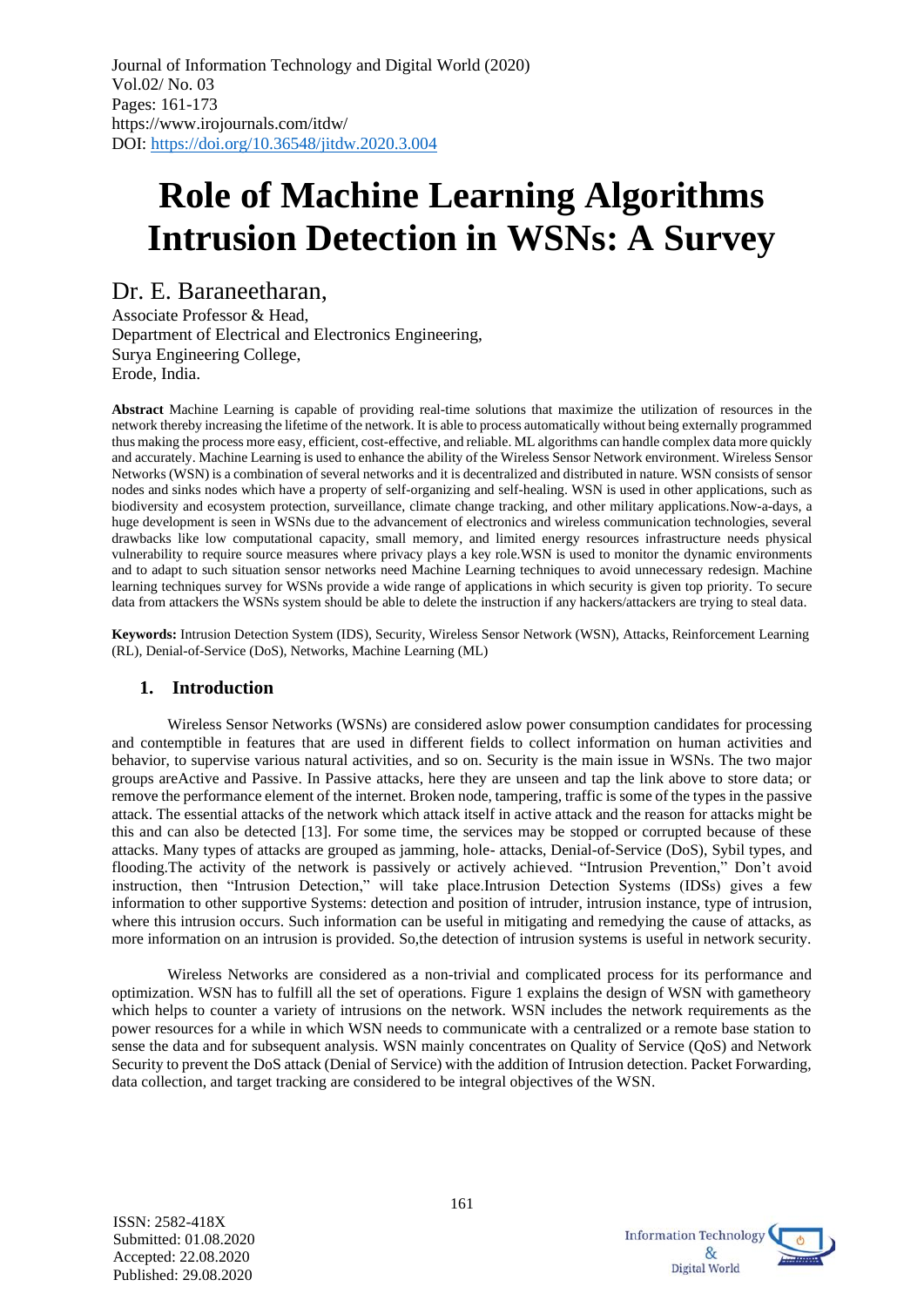Journal of Information Technology and Digital World (2020)
Vol.02/ No. 03
Pages: 161-173
https://www.irojournals.com/itdw/
DOI: https://doi.org/10.36548/jitdw.2020.3.004

# Role of Machine Learning Algorithms Intrusion Detection in WSNs: A Survey

Dr. E. Baraneetharan,

Associate Professor & Head,
Department of Electrical and Electronics Engineering,
Surya Engineering College,
Erode, India.

**Abstract** Machine Learning is capable of providing real-time solutions that maximize the utilization of resources in the network thereby increasing the lifetime of the network. It is able to process automatically without being externally programmed thus making the process more easy, efficient, cost-effective, and reliable. ML algorithms can handle complex data more quickly and accurately. Machine Learning is used to enhance the ability of the Wireless Sensor Network environment. Wireless Sensor Networks (WSN) is a combination of several networks and it is decentralized and distributed in nature. WSN consists of sensor nodes and sinks nodes which have a property of self-organizing and self-healing. WSN is used in other applications, such as biodiversity and ecosystem protection, surveillance, climate change tracking, and other military applications.Now-a-days, a huge development is seen in WSNs due to the advancement of electronics and wireless communication technologies, several drawbacks like low computational capacity, small memory, and limited energy resources infrastructure needs physical vulnerability to require source measures where privacy plays a key role.WSN is used to monitor the dynamic environments and to adapt to such situation sensor networks need Machine Learning techniques to avoid unnecessary redesign. Machine learning techniques survey for WSNs provide a wide range of applications in which security is given top priority. To secure data from attackers the WSNs system should be able to delete the instruction if any hackers/attackers are trying to steal data.

**Keywords:** Intrusion Detection System (IDS), Security, Wireless Sensor Network (WSN), Attacks, Reinforcement Learning (RL), Denial-of-Service (DoS), Networks, Machine Learning (ML)

## 1. Introduction

Wireless Sensor Networks (WSNs) are considered aslow power consumption candidates for processing and contemptible in features that are used in different fields to collect information on human activities and behavior, to supervise various natural activities, and so on. Security is the main issue in WSNs. The two major groups areActive and Passive. In Passive attacks, here they are unseen and tap the link above to store data; or remove the performance element of the internet. Broken node, tampering, traffic is some of the types in the passive attack. The essential attacks of the network which attack itself in active attack and the reason for attacks might be this and can also be detected [13]. For some time, the services may be stopped or corrupted because of these attacks. Many types of attacks are grouped as jamming, hole- attacks, Denial-of-Service (DoS), Sybil types, and flooding.The activity of the network is passively or actively achieved. "Intrusion Prevention," Don't avoid instruction, then "Intrusion Detection," will take place.Intrusion Detection Systems (IDSs) gives a few information to other supportive Systems: detection and position of intruder, intrusion instance, type of intrusion, where this intrusion occurs. Such information can be useful in mitigating and remedying the cause of attacks, as more information on an intrusion is provided. So,the detection of intrusion systems is useful in network security.

Wireless Networks are considered as a non-trivial and complicated process for its performance and optimization. WSN has to fulfill all the set of operations. Figure 1 explains the design of WSN with gametheory which helps to counter a variety of intrusions on the network. WSN includes the network requirements as the power resources for a while in which WSN needs to communicate with a centralized or a remote base station to sense the data and for subsequent analysis. WSN mainly concentrates on Quality of Service (QoS) and Network Security to prevent the DoS attack (Denial of Service) with the addition of Intrusion detection. Packet Forwarding, data collection, and target tracking are considered to be integral objectives of the WSN.

ISSN: 2582-418X
Submitted: 01.08.2020
Accepted: 22.08.2020
Published: 29.08.2020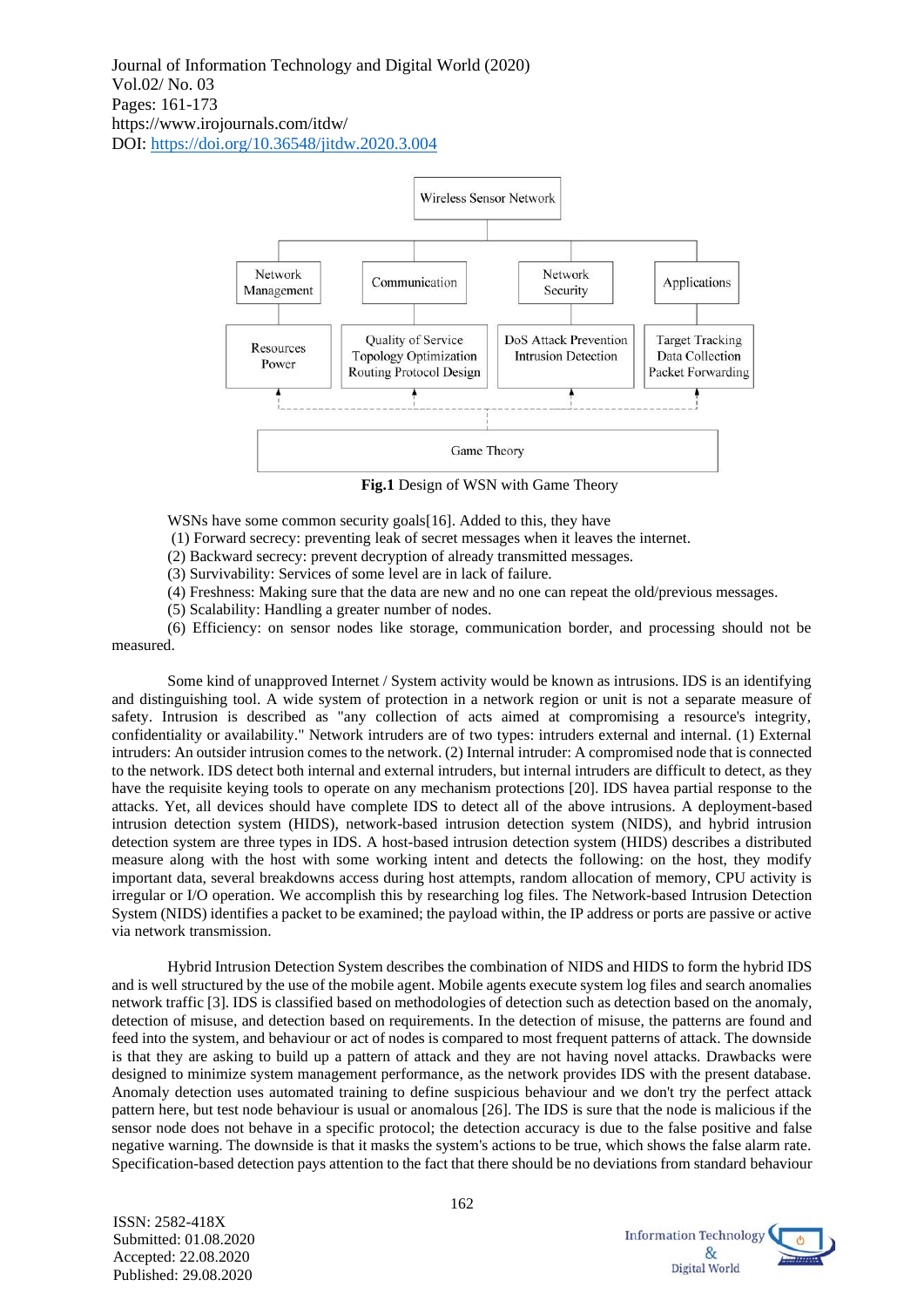Fig.1 Design of WSN with Game Theory

WSNs have some common security goals[16]. Added to this, they have

(1) Forward secrecy: preventing leak of secret messages when it leaves the internet.

(2) Backward secrecy: prevent decryption of already transmitted messages.

(3) Survivability: Services of some level are in lack of failure.

(4) Freshness: Making sure that the data are new and no one can repeat the old/previous messages.

(5) Scalability: Handling a greater number of nodes.

(6) Efficiency: on sensor nodes like storage, communication border, and processing should not be measured.

Some kind of unapproved Internet / System activity would be known as intrusions. IDS is an identifying and distinguishing tool. A wide system of protection in a network region or unit is not a separate measure of safety. Intrusion is described as "any collection of acts aimed at compromising a resource's integrity, confidentiality or availability." Network intruders are of two types: intruders external and internal. (1) External intruders: An outsider intrusion comes to the network. (2) Internal intruder: A compromised node that is connected to the network. IDS detect both internal and external intruders, but internal intruders are difficult to detect, as they have the requisite keying tools to operate on any mechanism protections [20]. IDS havea partial response to the attacks. Yet, all devices should have complete IDS to detect all of the above intrusions. A deployment-based intrusion detection system (HIDS), network-based intrusion detection system (NIDS), and hybrid intrusion detection system are three types in IDS. A host-based intrusion detection system (HIDS) describes a distributed measure along with the host with some working intent and detects the following: on the host, they modify important data, several breakdowns access during host attempts, random allocation of memory, CPU activity is irregular or I/O operation. We accomplish this by researching log files. The Network-based Intrusion Detection System (NIDS) identifies a packet to be examined; the payload within, the IP address or ports are passive or active via network transmission.

Hybrid Intrusion Detection System describes the combination of NIDS and HIDS to form the hybrid IDS and is well structured by the use of the mobile agent. Mobile agents execute system log files and search anomalies network traffic [3]. IDS is classified based on methodologies of detection such as detection based on the anomaly, detection of misuse, and detection based on requirements. In the detection of misuse, the patterns are found and feed into the system, and behaviour or act of nodes is compared to most frequent patterns of attack. The downside is that they are asking to build up a pattern of attack and they are not having novel attacks. Drawbacks were designed to minimize system management performance, as the network provides IDS with the present database. Anomaly detection uses automated training to define suspicious behaviour and we don't try the perfect attack pattern here, but test node behaviour is usual or anomalous [26]. The IDS is sure that the node is malicious if the sensor node does not behave in a specific protocol; the detection accuracy is due to the false positive and false negative warning. The downside is that it masks the system's actions to be true, which shows the false alarm rate. Specification-based detection pays attention to the fact that there should be no deviations from standard behaviour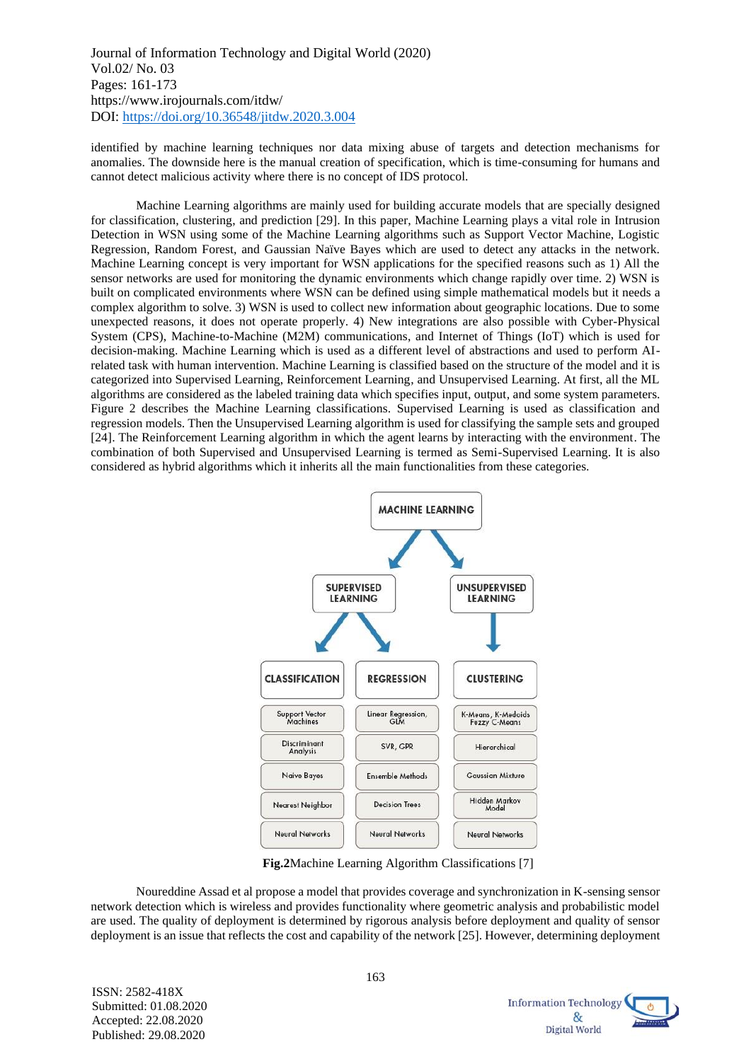identified by machine learning techniques nor data mixing abuse of targets and detection mechanisms for anomalies. The downside here is the manual creation of specification, which is time-consuming for humans and cannot detect malicious activity where there is no concept of IDS protocol.

Machine Learning algorithms are mainly used for building accurate models that are specially designed for classification, clustering, and prediction [29]. In this paper, Machine Learning plays a vital role in Intrusion Detection in WSN using some of the Machine Learning algorithms such as Support Vector Machine, Logistic Regression, Random Forest, and Gaussian Naïve Bayes which are used to detect any attacks in the network. Machine Learning concept is very important for WSN applications for the specified reasons such as 1) All the sensor networks are used for monitoring the dynamic environments which change rapidly over time. 2) WSN is built on complicated environments where WSN can be defined using simple mathematical models but it needs a complex algorithm to solve. 3) WSN is used to collect new information about geographic locations. Due to some unexpected reasons, it does not operate properly. 4) New integrations are also possible with Cyber-Physical System (CPS), Machine-to-Machine (M2M) communications, and Internet of Things (IoT) which is used for decision-making. Machine Learning which is used as a different level of abstractions and used to perform AI-related task with human intervention. Machine Learning is classified based on the structure of the model and it is categorized into Supervised Learning, Reinforcement Learning, and Unsupervised Learning. At first, all the ML algorithms are considered as the labeled training data which specifies input, output, and some system parameters. Figure 2 describes the Machine Learning classifications. Supervised Learning is used as classification and regression models. Then the Unsupervised Learning algorithm is used for classifying the sample sets and grouped [24]. The Reinforcement Learning algorithm in which the agent learns by interacting with the environment. The combination of both Supervised and Unsupervised Learning is termed as Semi-Supervised Learning. It is also considered as hybrid algorithms which it inherits all the main functionalities from these categories.

MACHINE LEARNING

- SUPERVISED LEARNING
  - CLASSIFICATION: Support Vector Machines; Discriminant Analysis; Naive Bayes; Nearest Neighbor; Neural Networks
  - REGRESSION: Linear Regression, GLM; SVR, GPR; Ensemble Methods; Decision Trees; Neural Networks
- UNSUPERVISED LEARNING
  - CLUSTERING: K-Means, K-Medoids Fuzzy C-Means; Hierarchical; Gaussian Mixture; Hidden Markov Model; Neural Networks

**Fig.2** Machine Learning Algorithm Classifications [7]

Noureddine Assad et al propose a model that provides coverage and synchronization in K-sensing sensor network detection which is wireless and provides functionality where geometric analysis and probabilistic model are used. The quality of deployment is determined by rigorous analysis before deployment and quality of sensor deployment is an issue that reflects the cost and capability of the network [25]. However, determining deployment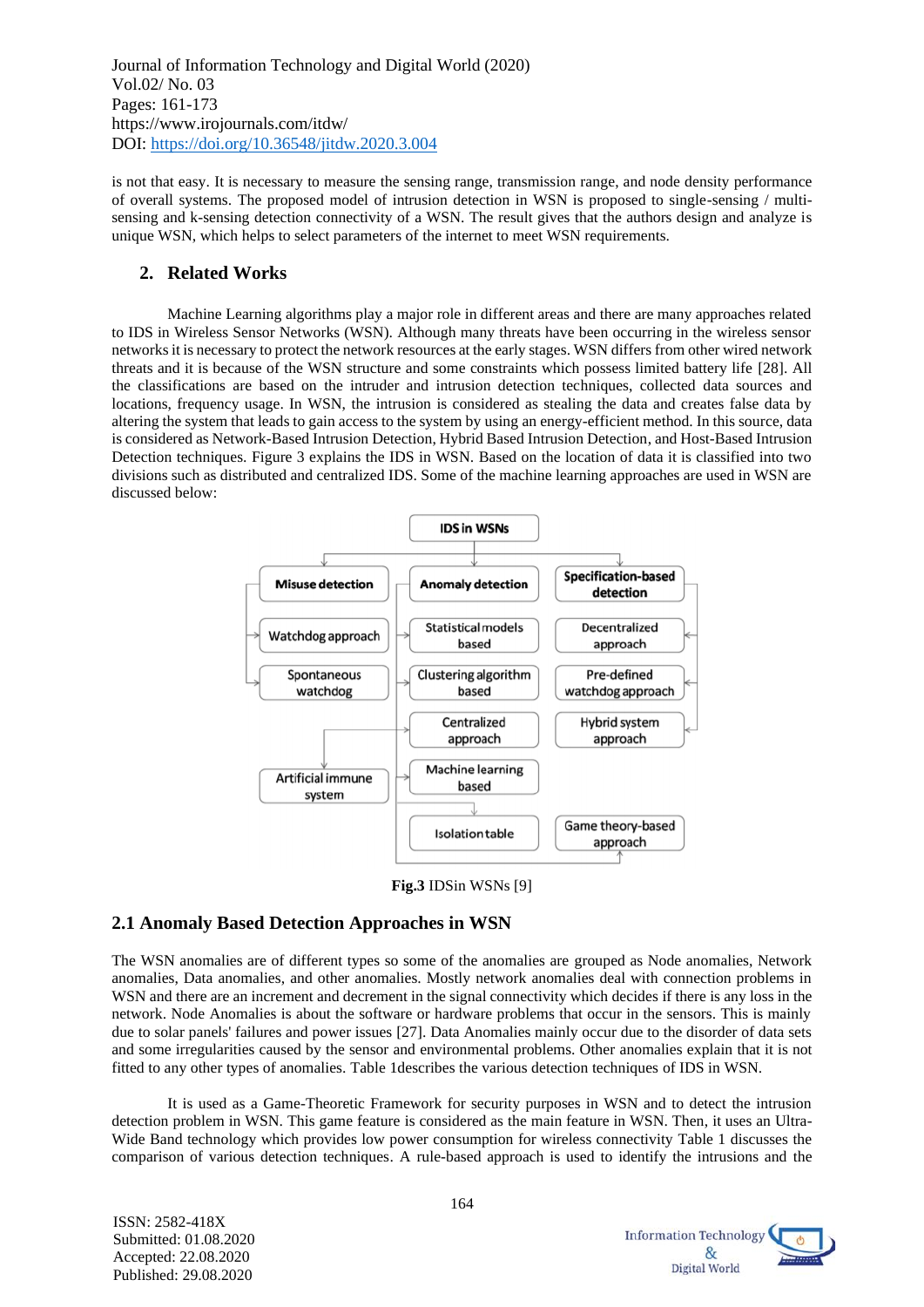is not that easy. It is necessary to measure the sensing range, transmission range, and node density performance of overall systems. The proposed model of intrusion detection in WSN is proposed to single-sensing / multi-sensing and k-sensing detection connectivity of a WSN. The result gives that the authors design and analyze is unique WSN, which helps to select parameters of the internet to meet WSN requirements.

## 2. Related Works

Machine Learning algorithms play a major role in different areas and there are many approaches related to IDS in Wireless Sensor Networks (WSN). Although many threats have been occurring in the wireless sensor networks it is necessary to protect the network resources at the early stages. WSN differs from other wired network threats and it is because of the WSN structure and some constraints which possess limited battery life [28]. All the classifications are based on the intruder and intrusion detection techniques, collected data sources and locations, frequency usage. In WSN, the intrusion is considered as stealing the data and creates false data by altering the system that leads to gain access to the system by using an energy-efficient method. In this source, data is considered as Network-Based Intrusion Detection, Hybrid Based Intrusion Detection, and Host-Based Intrusion Detection techniques. Figure 3 explains the IDS in WSN. Based on the location of data it is classified into two divisions such as distributed and centralized IDS. Some of the machine learning approaches are used in WSN are discussed below:

**Fig.3** IDSin WSNs [9]

### 2.1 Anomaly Based Detection Approaches in WSN

The WSN anomalies are of different types so some of the anomalies are grouped as Node anomalies, Network anomalies, Data anomalies, and other anomalies. Mostly network anomalies deal with connection problems in WSN and there are an increment and decrement in the signal connectivity which decides if there is any loss in the network. Node Anomalies is about the software or hardware problems that occur in the sensors. This is mainly due to solar panels' failures and power issues [27]. Data Anomalies mainly occur due to the disorder of data sets and some irregularities caused by the sensor and environmental problems. Other anomalies explain that it is not fitted to any other types of anomalies. Table 1describes the various detection techniques of IDS in WSN.

It is used as a Game-Theoretic Framework for security purposes in WSN and to detect the intrusion detection problem in WSN. This game feature is considered as the main feature in WSN. Then, it uses an Ultra-Wide Band technology which provides low power consumption for wireless connectivity Table 1 discusses the comparison of various detection techniques. A rule-based approach is used to identify the intrusions and the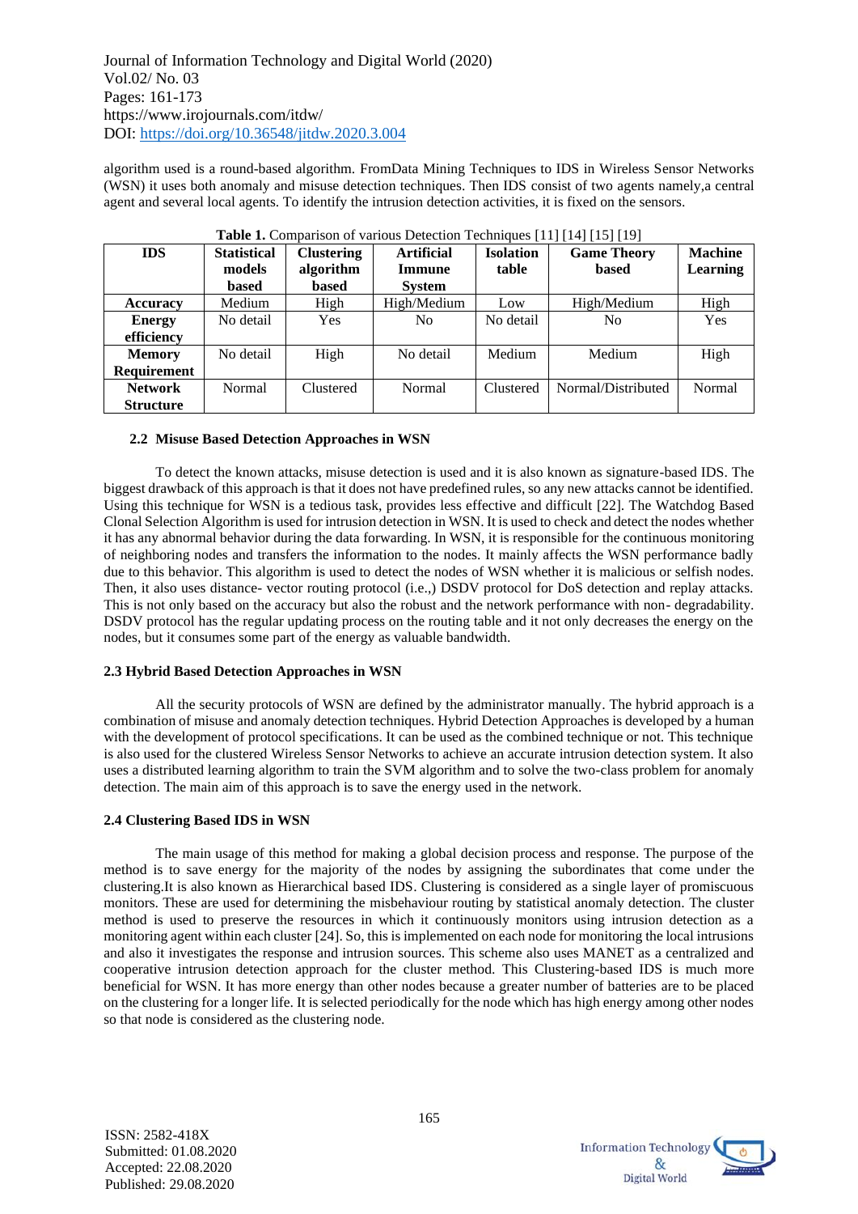algorithm used is a round-based algorithm. FromData Mining Techniques to IDS in Wireless Sensor Networks (WSN) it uses both anomaly and misuse detection techniques. Then IDS consist of two agents namely,a central agent and several local agents. To identify the intrusion detection activities, it is fixed on the sensors.

**Table 1.** Comparison of various Detection Techniques [11] [14] [15] [19]

| IDS | Statistical models based | Clustering algorithm based | Artificial Immune System | Isolation table | Game Theory based | Machine Learning |
|---|---|---|---|---|---|---|
| **Accuracy** | Medium | High | High/Medium | Low | High/Medium | High |
| **Energy efficiency** | No detail | Yes | No | No detail | No | Yes |
| **Memory Requirement** | No detail | High | No detail | Medium | Medium | High |
| **Network Structure** | Normal | Clustered | Normal | Clustered | Normal/Distributed | Normal |

### 2.2 Misuse Based Detection Approaches in WSN

To detect the known attacks, misuse detection is used and it is also known as signature-based IDS. The biggest drawback of this approach is that it does not have predefined rules, so any new attacks cannot be identified. Using this technique for WSN is a tedious task, provides less effective and difficult [22]. The Watchdog Based Clonal Selection Algorithm is used for intrusion detection in WSN. It is used to check and detect the nodes whether it has any abnormal behavior during the data forwarding. In WSN, it is responsible for the continuous monitoring of neighboring nodes and transfers the information to the nodes. It mainly affects the WSN performance badly due to this behavior. This algorithm is used to detect the nodes of WSN whether it is malicious or selfish nodes. Then, it also uses distance- vector routing protocol (i.e.,) DSDV protocol for DoS detection and replay attacks. This is not only based on the accuracy but also the robust and the network performance with non- degradability. DSDV protocol has the regular updating process on the routing table and it not only decreases the energy on the nodes, but it consumes some part of the energy as valuable bandwidth.

### 2.3 Hybrid Based Detection Approaches in WSN

All the security protocols of WSN are defined by the administrator manually. The hybrid approach is a combination of misuse and anomaly detection techniques. Hybrid Detection Approaches is developed by a human with the development of protocol specifications. It can be used as the combined technique or not. This technique is also used for the clustered Wireless Sensor Networks to achieve an accurate intrusion detection system. It also uses a distributed learning algorithm to train the SVM algorithm and to solve the two-class problem for anomaly detection. The main aim of this approach is to save the energy used in the network.

### 2.4 Clustering Based IDS in WSN

The main usage of this method for making a global decision process and response. The purpose of the method is to save energy for the majority of the nodes by assigning the subordinates that come under the clustering.It is also known as Hierarchical based IDS. Clustering is considered as a single layer of promiscuous monitors. These are used for determining the misbehaviour routing by statistical anomaly detection. The cluster method is used to preserve the resources in which it continuously monitors using intrusion detection as a monitoring agent within each cluster [24]. So, this is implemented on each node for monitoring the local intrusions and also it investigates the response and intrusion sources. This scheme also uses MANET as a centralized and cooperative intrusion detection approach for the cluster method. This Clustering-based IDS is much more beneficial for WSN. It has more energy than other nodes because a greater number of batteries are to be placed on the clustering for a longer life. It is selected periodically for the node which has high energy among other nodes so that node is considered as the clustering node.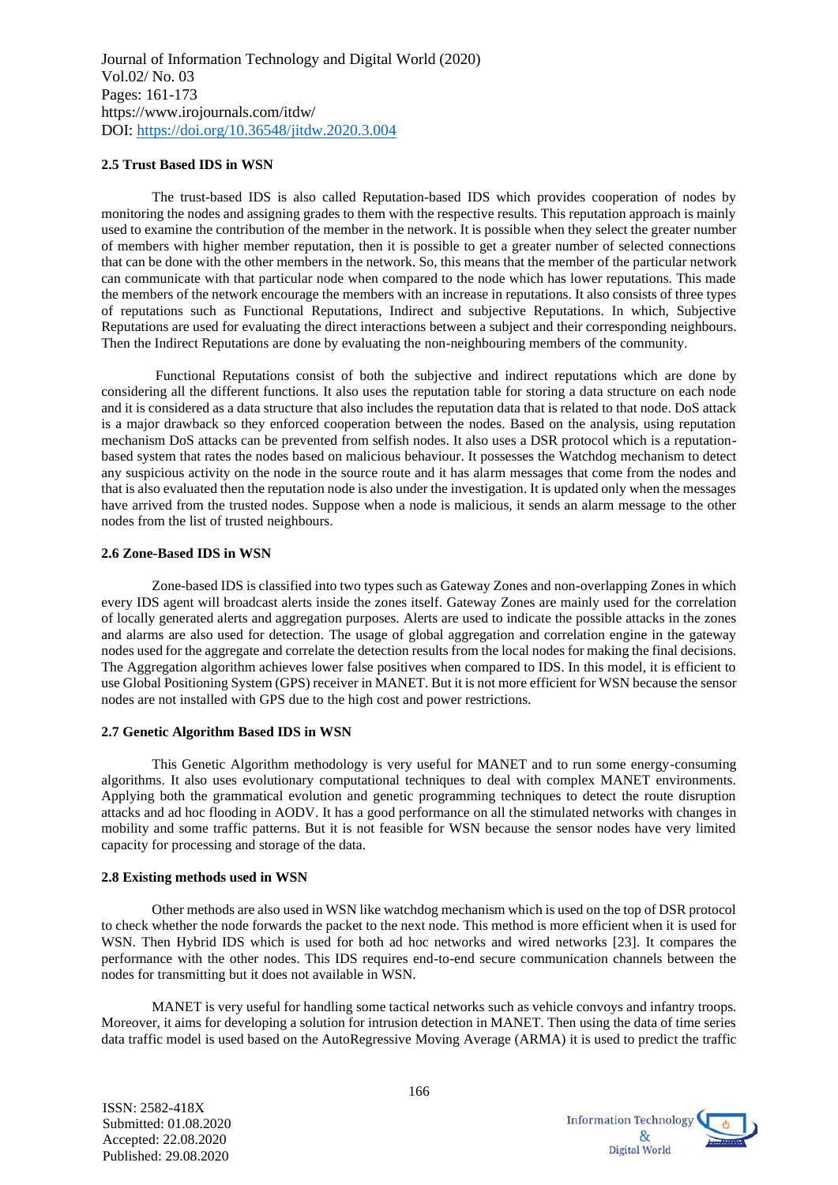### 2.5 Trust Based IDS in WSN

The trust-based IDS is also called Reputation-based IDS which provides cooperation of nodes by monitoring the nodes and assigning grades to them with the respective results. This reputation approach is mainly used to examine the contribution of the member in the network. It is possible when they select the greater number of members with higher member reputation, then it is possible to get a greater number of selected connections that can be done with the other members in the network. So, this means that the member of the particular network can communicate with that particular node when compared to the node which has lower reputations. This made the members of the network encourage the members with an increase in reputations. It also consists of three types of reputations such as Functional Reputations, Indirect and subjective Reputations. In which, Subjective Reputations are used for evaluating the direct interactions between a subject and their corresponding neighbours. Then the Indirect Reputations are done by evaluating the non-neighbouring members of the community.

Functional Reputations consist of both the subjective and indirect reputations which are done by considering all the different functions. It also uses the reputation table for storing a data structure on each node and it is considered as a data structure that also includes the reputation data that is related to that node. DoS attack is a major drawback so they enforced cooperation between the nodes. Based on the analysis, using reputation mechanism DoS attacks can be prevented from selfish nodes. It also uses a DSR protocol which is a reputation-based system that rates the nodes based on malicious behaviour. It possesses the Watchdog mechanism to detect any suspicious activity on the node in the source route and it has alarm messages that come from the nodes and that is also evaluated then the reputation node is also under the investigation. It is updated only when the messages have arrived from the trusted nodes. Suppose when a node is malicious, it sends an alarm message to the other nodes from the list of trusted neighbours.

### 2.6 Zone-Based IDS in WSN

Zone-based IDS is classified into two types such as Gateway Zones and non-overlapping Zones in which every IDS agent will broadcast alerts inside the zones itself. Gateway Zones are mainly used for the correlation of locally generated alerts and aggregation purposes. Alerts are used to indicate the possible attacks in the zones and alarms are also used for detection. The usage of global aggregation and correlation engine in the gateway nodes used for the aggregate and correlate the detection results from the local nodes for making the final decisions. The Aggregation algorithm achieves lower false positives when compared to IDS. In this model, it is efficient to use Global Positioning System (GPS) receiver in MANET. But it is not more efficient for WSN because the sensor nodes are not installed with GPS due to the high cost and power restrictions.

### 2.7 Genetic Algorithm Based IDS in WSN

This Genetic Algorithm methodology is very useful for MANET and to run some energy-consuming algorithms. It also uses evolutionary computational techniques to deal with complex MANET environments. Applying both the grammatical evolution and genetic programming techniques to detect the route disruption attacks and ad hoc flooding in AODV. It has a good performance on all the stimulated networks with changes in mobility and some traffic patterns. But it is not feasible for WSN because the sensor nodes have very limited capacity for processing and storage of the data.

### 2.8 Existing methods used in WSN

Other methods are also used in WSN like watchdog mechanism which is used on the top of DSR protocol to check whether the node forwards the packet to the next node. This method is more efficient when it is used for WSN. Then Hybrid IDS which is used for both ad hoc networks and wired networks [23]. It compares the performance with the other nodes. This IDS requires end-to-end secure communication channels between the nodes for transmitting but it does not available in WSN.

MANET is very useful for handling some tactical networks such as vehicle convoys and infantry troops. Moreover, it aims for developing a solution for intrusion detection in MANET. Then using the data of time series data traffic model is used based on the AutoRegressive Moving Average (ARMA) it is used to predict the traffic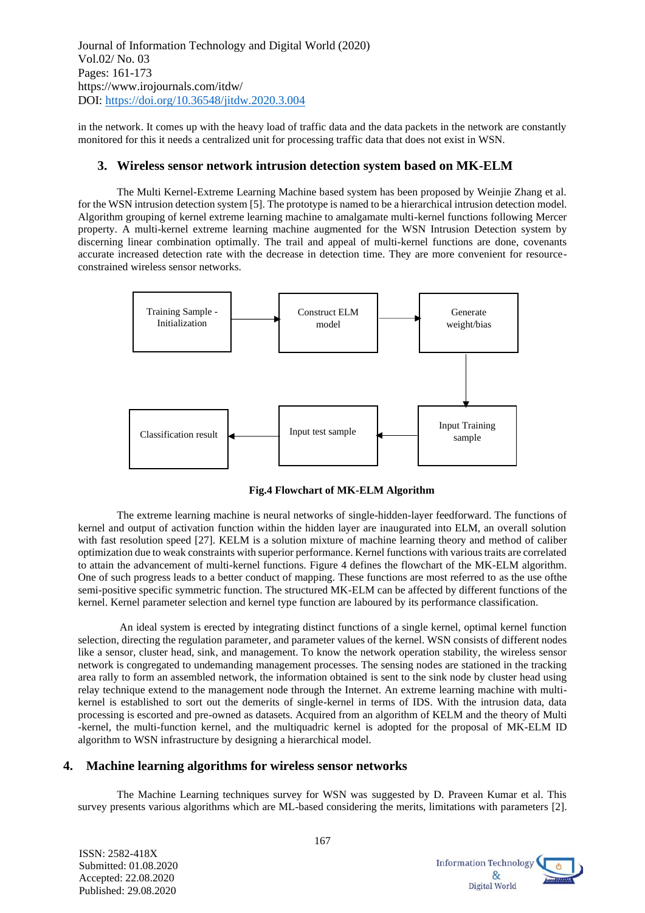in the network. It comes up with the heavy load of traffic data and the data packets in the network are constantly monitored for this it needs a centralized unit for processing traffic data that does not exist in WSN.

## 3. Wireless sensor network intrusion detection system based on MK-ELM

The Multi Kernel-Extreme Learning Machine based system has been proposed by Weinjie Zhang et al. for the WSN intrusion detection system [5]. The prototype is named to be a hierarchical intrusion detection model. Algorithm grouping of kernel extreme learning machine to amalgamate multi-kernel functions following Mercer property. A multi-kernel extreme learning machine augmented for the WSN Intrusion Detection system by discerning linear combination optimally. The trail and appeal of multi-kernel functions are done, covenants accurate increased detection rate with the decrease in detection time. They are more convenient for resource-constrained wireless sensor networks.

Training Sample - Initialization → Construct ELM model → Generate weight/bias → Input Training sample → Input test sample → Classification result

**Fig.4 Flowchart of MK-ELM Algorithm**

The extreme learning machine is neural networks of single-hidden-layer feedforward. The functions of kernel and output of activation function within the hidden layer are inaugurated into ELM, an overall solution with fast resolution speed [27]. KELM is a solution mixture of machine learning theory and method of caliber optimization due to weak constraints with superior performance. Kernel functions with various traits are correlated to attain the advancement of multi-kernel functions. Figure 4 defines the flowchart of the MK-ELM algorithm. One of such progress leads to a better conduct of mapping. These functions are most referred to as the use ofthe semi-positive specific symmetric function. The structured MK-ELM can be affected by different functions of the kernel. Kernel parameter selection and kernel type function are laboured by its performance classification.

An ideal system is erected by integrating distinct functions of a single kernel, optimal kernel function selection, directing the regulation parameter, and parameter values of the kernel. WSN consists of different nodes like a sensor, cluster head, sink, and management. To know the network operation stability, the wireless sensor network is congregated to undemanding management processes. The sensing nodes are stationed in the tracking area rally to form an assembled network, the information obtained is sent to the sink node by cluster head using relay technique extend to the management node through the Internet. An extreme learning machine with multi-kernel is established to sort out the demerits of single-kernel in terms of IDS. With the intrusion data, data processing is escorted and pre-owned as datasets. Acquired from an algorithm of KELM and the theory of Multi -kernel, the multi-function kernel, and the multiquadric kernel is adopted for the proposal of MK-ELM ID algorithm to WSN infrastructure by designing a hierarchical model.

## 4. Machine learning algorithms for wireless sensor networks

The Machine Learning techniques survey for WSN was suggested by D. Praveen Kumar et al. This survey presents various algorithms which are ML-based considering the merits, limitations with parameters [2].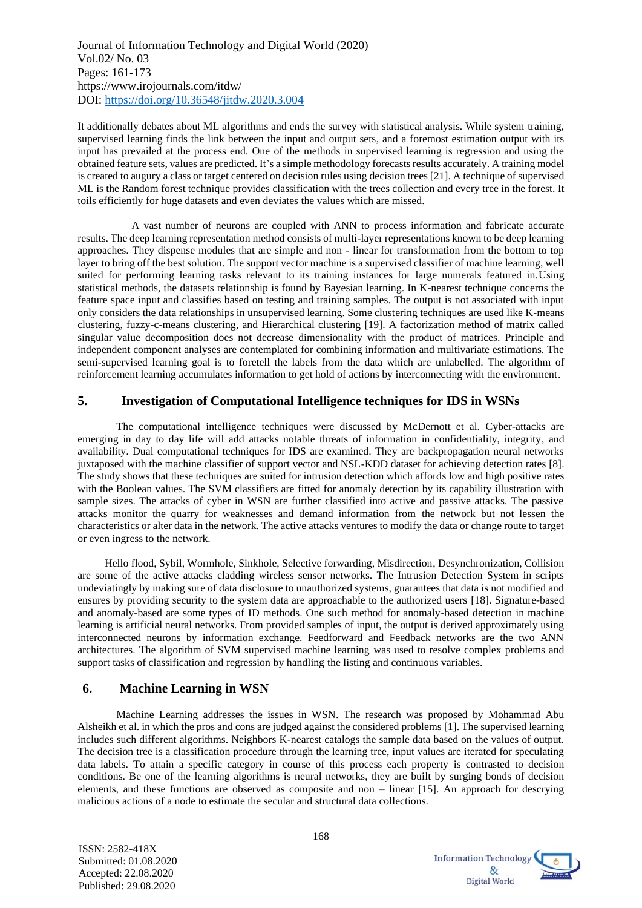It additionally debates about ML algorithms and ends the survey with statistical analysis. While system training, supervised learning finds the link between the input and output sets, and a foremost estimation output with its input has prevailed at the process end. One of the methods in supervised learning is regression and using the obtained feature sets, values are predicted. It's a simple methodology forecasts results accurately. A training model is created to augury a class or target centered on decision rules using decision trees [21]. A technique of supervised ML is the Random forest technique provides classification with the trees collection and every tree in the forest. It toils efficiently for huge datasets and even deviates the values which are missed.

A vast number of neurons are coupled with ANN to process information and fabricate accurate results. The deep learning representation method consists of multi-layer representations known to be deep learning approaches. They dispense modules that are simple and non - linear for transformation from the bottom to top layer to bring off the best solution. The support vector machine is a supervised classifier of machine learning, well suited for performing learning tasks relevant to its training instances for large numerals featured in. Using statistical methods, the datasets relationship is found by Bayesian learning. In K-nearest technique concerns the feature space input and classifies based on testing and training samples. The output is not associated with input only considers the data relationships in unsupervised learning. Some clustering techniques are used like K-means clustering, fuzzy-c-means clustering, and Hierarchical clustering [19]. A factorization method of matrix called singular value decomposition does not decrease dimensionality with the product of matrices. Principle and independent component analyses are contemplated for combining information and multivariate estimations. The semi-supervised learning goal is to foretell the labels from the data which are unlabelled. The algorithm of reinforcement learning accumulates information to get hold of actions by interconnecting with the environment.

## 5. Investigation of Computational Intelligence techniques for IDS in WSNs

The computational intelligence techniques were discussed by McDernott et al. Cyber-attacks are emerging in day to day life will add attacks notable threats of information in confidentiality, integrity, and availability. Dual computational techniques for IDS are examined. They are backpropagation neural networks juxtaposed with the machine classifier of support vector and NSL-KDD dataset for achieving detection rates [8]. The study shows that these techniques are suited for intrusion detection which affords low and high positive rates with the Boolean values. The SVM classifiers are fitted for anomaly detection by its capability illustration with sample sizes. The attacks of cyber in WSN are further classified into active and passive attacks. The passive attacks monitor the quarry for weaknesses and demand information from the network but not lessen the characteristics or alter data in the network. The active attacks ventures to modify the data or change route to target or even ingress to the network.

Hello flood, Sybil, Wormhole, Sinkhole, Selective forwarding, Misdirection, Desynchronization, Collision are some of the active attacks cladding wireless sensor networks. The Intrusion Detection System in scripts undeviatingly by making sure of data disclosure to unauthorized systems, guarantees that data is not modified and ensures by providing security to the system data are approachable to the authorized users [18]. Signature-based and anomaly-based are some types of ID methods. One such method for anomaly-based detection in machine learning is artificial neural networks. From provided samples of input, the output is derived approximately using interconnected neurons by information exchange. Feedforward and Feedback networks are the two ANN architectures. The algorithm of SVM supervised machine learning was used to resolve complex problems and support tasks of classification and regression by handling the listing and continuous variables.

## 6. Machine Learning in WSN

Machine Learning addresses the issues in WSN. The research was proposed by Mohammad Abu Alsheikh et al. in which the pros and cons are judged against the considered problems [1]. The supervised learning includes such different algorithms. Neighbors K-nearest catalogs the sample data based on the values of output. The decision tree is a classification procedure through the learning tree, input values are iterated for speculating data labels. To attain a specific category in course of this process each property is contrasted to decision conditions. Be one of the learning algorithms is neural networks, they are built by surging bonds of decision elements, and these functions are observed as composite and non – linear [15]. An approach for descrying malicious actions of a node to estimate the secular and structural data collections.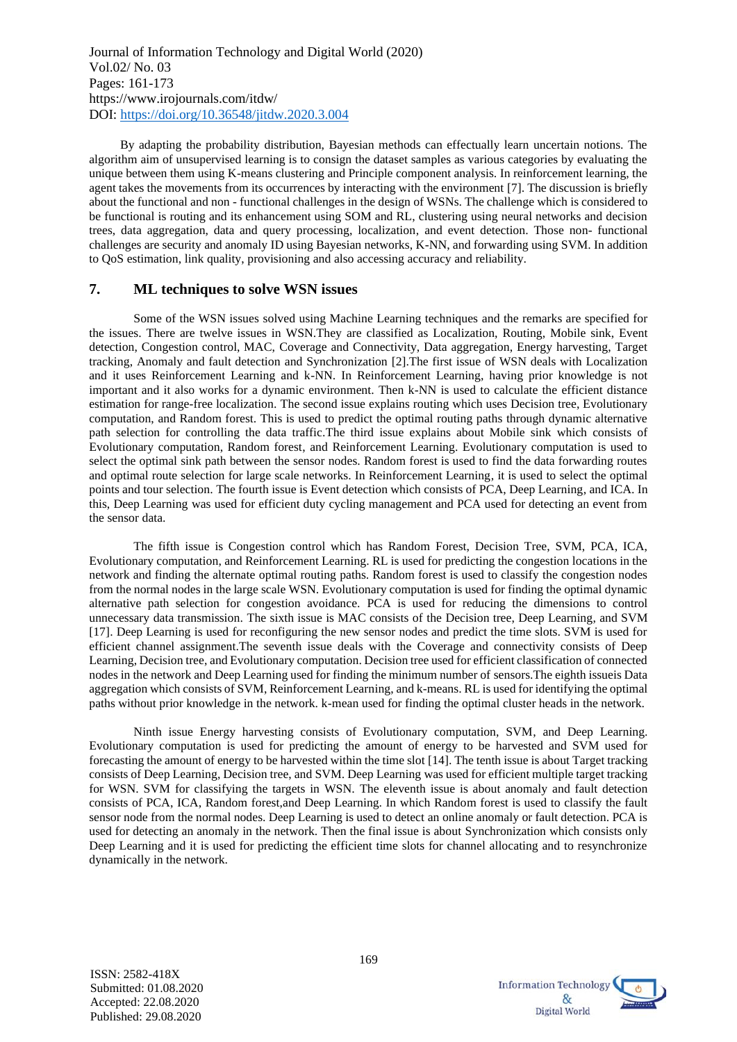By adapting the probability distribution, Bayesian methods can effectually learn uncertain notions. The algorithm aim of unsupervised learning is to consign the dataset samples as various categories by evaluating the unique between them using K-means clustering and Principle component analysis. In reinforcement learning, the agent takes the movements from its occurrences by interacting with the environment [7]. The discussion is briefly about the functional and non - functional challenges in the design of WSNs. The challenge which is considered to be functional is routing and its enhancement using SOM and RL, clustering using neural networks and decision trees, data aggregation, data and query processing, localization, and event detection. Those non- functional challenges are security and anomaly ID using Bayesian networks, K-NN, and forwarding using SVM. In addition to QoS estimation, link quality, provisioning and also accessing accuracy and reliability.

## 7. ML techniques to solve WSN issues

Some of the WSN issues solved using Machine Learning techniques and the remarks are specified for the issues. There are twelve issues in WSN.They are classified as Localization, Routing, Mobile sink, Event detection, Congestion control, MAC, Coverage and Connectivity, Data aggregation, Energy harvesting, Target tracking, Anomaly and fault detection and Synchronization [2].The first issue of WSN deals with Localization and it uses Reinforcement Learning and k-NN. In Reinforcement Learning, having prior knowledge is not important and it also works for a dynamic environment. Then k-NN is used to calculate the efficient distance estimation for range-free localization. The second issue explains routing which uses Decision tree, Evolutionary computation, and Random forest. This is used to predict the optimal routing paths through dynamic alternative path selection for controlling the data traffic.The third issue explains about Mobile sink which consists of Evolutionary computation, Random forest, and Reinforcement Learning. Evolutionary computation is used to select the optimal sink path between the sensor nodes. Random forest is used to find the data forwarding routes and optimal route selection for large scale networks. In Reinforcement Learning, it is used to select the optimal points and tour selection. The fourth issue is Event detection which consists of PCA, Deep Learning, and ICA. In this, Deep Learning was used for efficient duty cycling management and PCA used for detecting an event from the sensor data.

The fifth issue is Congestion control which has Random Forest, Decision Tree, SVM, PCA, ICA, Evolutionary computation, and Reinforcement Learning. RL is used for predicting the congestion locations in the network and finding the alternate optimal routing paths. Random forest is used to classify the congestion nodes from the normal nodes in the large scale WSN. Evolutionary computation is used for finding the optimal dynamic alternative path selection for congestion avoidance. PCA is used for reducing the dimensions to control unnecessary data transmission. The sixth issue is MAC consists of the Decision tree, Deep Learning, and SVM [17]. Deep Learning is used for reconfiguring the new sensor nodes and predict the time slots. SVM is used for efficient channel assignment.The seventh issue deals with the Coverage and connectivity consists of Deep Learning, Decision tree, and Evolutionary computation. Decision tree used for efficient classification of connected nodes in the network and Deep Learning used for finding the minimum number of sensors.The eighth issueis Data aggregation which consists of SVM, Reinforcement Learning, and k-means. RL is used for identifying the optimal paths without prior knowledge in the network. k-mean used for finding the optimal cluster heads in the network.

Ninth issue Energy harvesting consists of Evolutionary computation, SVM, and Deep Learning. Evolutionary computation is used for predicting the amount of energy to be harvested and SVM used for forecasting the amount of energy to be harvested within the time slot [14]. The tenth issue is about Target tracking consists of Deep Learning, Decision tree, and SVM. Deep Learning was used for efficient multiple target tracking for WSN. SVM for classifying the targets in WSN. The eleventh issue is about anomaly and fault detection consists of PCA, ICA, Random forest,and Deep Learning. In which Random forest is used to classify the fault sensor node from the normal nodes. Deep Learning is used to detect an online anomaly or fault detection. PCA is used for detecting an anomaly in the network. Then the final issue is about Synchronization which consists only Deep Learning and it is used for predicting the efficient time slots for channel allocating and to resynchronize dynamically in the network.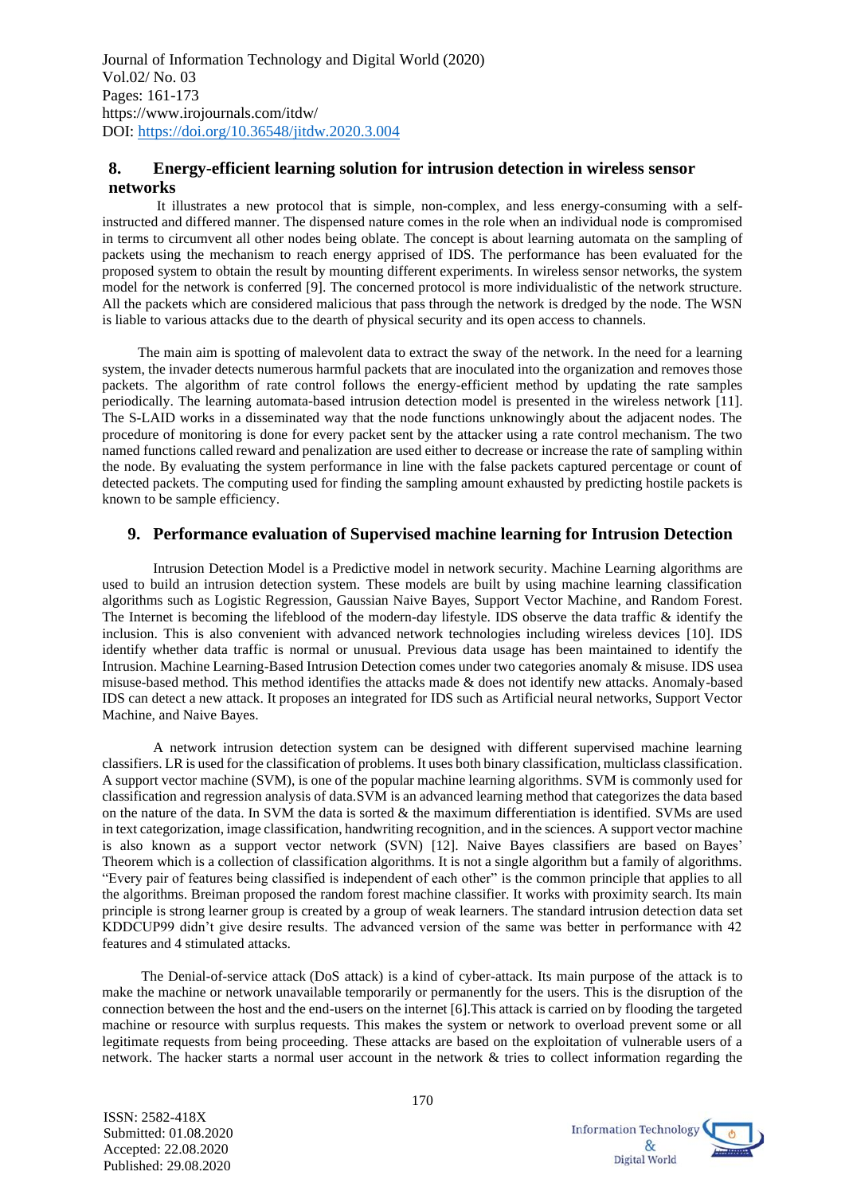## 8. Energy-efficient learning solution for intrusion detection in wireless sensor networks

It illustrates a new protocol that is simple, non-complex, and less energy-consuming with a self-instructed and differed manner. The dispensed nature comes in the role when an individual node is compromised in terms to circumvent all other nodes being oblate. The concept is about learning automata on the sampling of packets using the mechanism to reach energy apprised of IDS. The performance has been evaluated for the proposed system to obtain the result by mounting different experiments. In wireless sensor networks, the system model for the network is conferred [9]. The concerned protocol is more individualistic of the network structure. All the packets which are considered malicious that pass through the network is dredged by the node. The WSN is liable to various attacks due to the dearth of physical security and its open access to channels.

The main aim is spotting of malevolent data to extract the sway of the network. In the need for a learning system, the invader detects numerous harmful packets that are inoculated into the organization and removes those packets. The algorithm of rate control follows the energy-efficient method by updating the rate samples periodically. The learning automata-based intrusion detection model is presented in the wireless network [11]. The S-LAID works in a disseminated way that the node functions unknowingly about the adjacent nodes. The procedure of monitoring is done for every packet sent by the attacker using a rate control mechanism. The two named functions called reward and penalization are used either to decrease or increase the rate of sampling within the node. By evaluating the system performance in line with the false packets captured percentage or count of detected packets. The computing used for finding the sampling amount exhausted by predicting hostile packets is known to be sample efficiency.

## 9. Performance evaluation of Supervised machine learning for Intrusion Detection

Intrusion Detection Model is a Predictive model in network security. Machine Learning algorithms are used to build an intrusion detection system. These models are built by using machine learning classification algorithms such as Logistic Regression, Gaussian Naive Bayes, Support Vector Machine, and Random Forest. The Internet is becoming the lifeblood of the modern-day lifestyle. IDS observe the data traffic & identify the inclusion. This is also convenient with advanced network technologies including wireless devices [10]. IDS identify whether data traffic is normal or unusual. Previous data usage has been maintained to identify the Intrusion. Machine Learning-Based Intrusion Detection comes under two categories anomaly & misuse. IDS usea misuse-based method. This method identifies the attacks made & does not identify new attacks. Anomaly-based IDS can detect a new attack. It proposes an integrated for IDS such as Artificial neural networks, Support Vector Machine, and Naive Bayes.

A network intrusion detection system can be designed with different supervised machine learning classifiers. LR is used for the classification of problems. It uses both binary classification, multiclass classification. A support vector machine (SVM), is one of the popular machine learning algorithms. SVM is commonly used for classification and regression analysis of data.SVM is an advanced learning method that categorizes the data based on the nature of the data. In SVM the data is sorted & the maximum differentiation is identified. SVMs are used in text categorization, image classification, handwriting recognition, and in the sciences. A support vector machine is also known as a support vector network (SVN) [12]. Naive Bayes classifiers are based on Bayes' Theorem which is a collection of classification algorithms. It is not a single algorithm but a family of algorithms. "Every pair of features being classified is independent of each other" is the common principle that applies to all the algorithms. Breiman proposed the random forest machine classifier. It works with proximity search. Its main principle is strong learner group is created by a group of weak learners. The standard intrusion detection data set KDDCUP99 didn't give desire results. The advanced version of the same was better in performance with 42 features and 4 stimulated attacks.

The Denial-of-service attack (DoS attack) is a kind of cyber-attack. Its main purpose of the attack is to make the machine or network unavailable temporarily or permanently for the users. This is the disruption of the connection between the host and the end-users on the internet [6].This attack is carried on by flooding the targeted machine or resource with surplus requests. This makes the system or network to overload prevent some or all legitimate requests from being proceeding. These attacks are based on the exploitation of vulnerable users of a network. The hacker starts a normal user account in the network & tries to collect information regarding the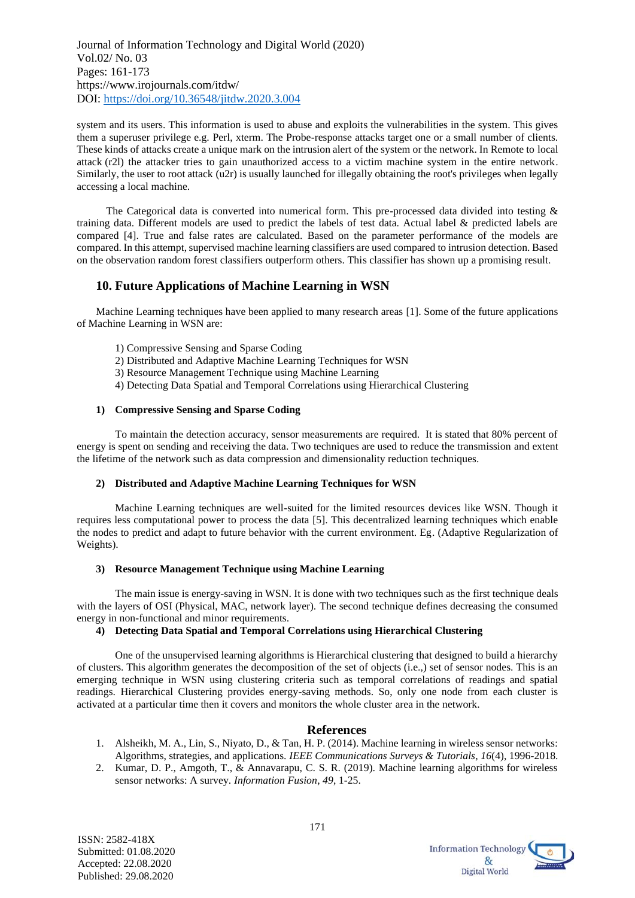system and its users. This information is used to abuse and exploits the vulnerabilities in the system. This gives them a superuser privilege e.g. Perl, xterm. The Probe-response attacks target one or a small number of clients. These kinds of attacks create a unique mark on the intrusion alert of the system or the network. In Remote to local attack (r2l) the attacker tries to gain unauthorized access to a victim machine system in the entire network. Similarly, the user to root attack (u2r) is usually launched for illegally obtaining the root's privileges when legally accessing a local machine.

The Categorical data is converted into numerical form. This pre-processed data divided into testing & training data. Different models are used to predict the labels of test data. Actual label & predicted labels are compared [4]. True and false rates are calculated. Based on the parameter performance of the models are compared. In this attempt, supervised machine learning classifiers are used compared to intrusion detection. Based on the observation random forest classifiers outperform others. This classifier has shown up a promising result.

## 10. Future Applications of Machine Learning in WSN

Machine Learning techniques have been applied to many research areas [1]. Some of the future applications of Machine Learning in WSN are:

1) Compressive Sensing and Sparse Coding
2) Distributed and Adaptive Machine Learning Techniques for WSN
3) Resource Management Technique using Machine Learning
4) Detecting Data Spatial and Temporal Correlations using Hierarchical Clustering

### 1) Compressive Sensing and Sparse Coding

To maintain the detection accuracy, sensor measurements are required. It is stated that 80% percent of energy is spent on sending and receiving the data. Two techniques are used to reduce the transmission and extent the lifetime of the network such as data compression and dimensionality reduction techniques.

### 2) Distributed and Adaptive Machine Learning Techniques for WSN

Machine Learning techniques are well-suited for the limited resources devices like WSN. Though it requires less computational power to process the data [5]. This decentralized learning techniques which enable the nodes to predict and adapt to future behavior with the current environment. Eg. (Adaptive Regularization of Weights).

### 3) Resource Management Technique using Machine Learning

The main issue is energy-saving in WSN. It is done with two techniques such as the first technique deals with the layers of OSI (Physical, MAC, network layer). The second technique defines decreasing the consumed energy in non-functional and minor requirements.

### 4) Detecting Data Spatial and Temporal Correlations using Hierarchical Clustering

One of the unsupervised learning algorithms is Hierarchical clustering that designed to build a hierarchy of clusters. This algorithm generates the decomposition of the set of objects (i.e.,) set of sensor nodes. This is an emerging technique in WSN using clustering criteria such as temporal correlations of readings and spatial readings. Hierarchical Clustering provides energy-saving methods. So, only one node from each cluster is activated at a particular time then it covers and monitors the whole cluster area in the network.

## References

1. Alsheikh, M. A., Lin, S., Niyato, D., & Tan, H. P. (2014). Machine learning in wireless sensor networks: Algorithms, strategies, and applications. *IEEE Communications Surveys & Tutorials*, *16*(4), 1996-2018.
2. Kumar, D. P., Amgoth, T., & Annavarapu, C. S. R. (2019). Machine learning algorithms for wireless sensor networks: A survey. *Information Fusion*, *49*, 1-25.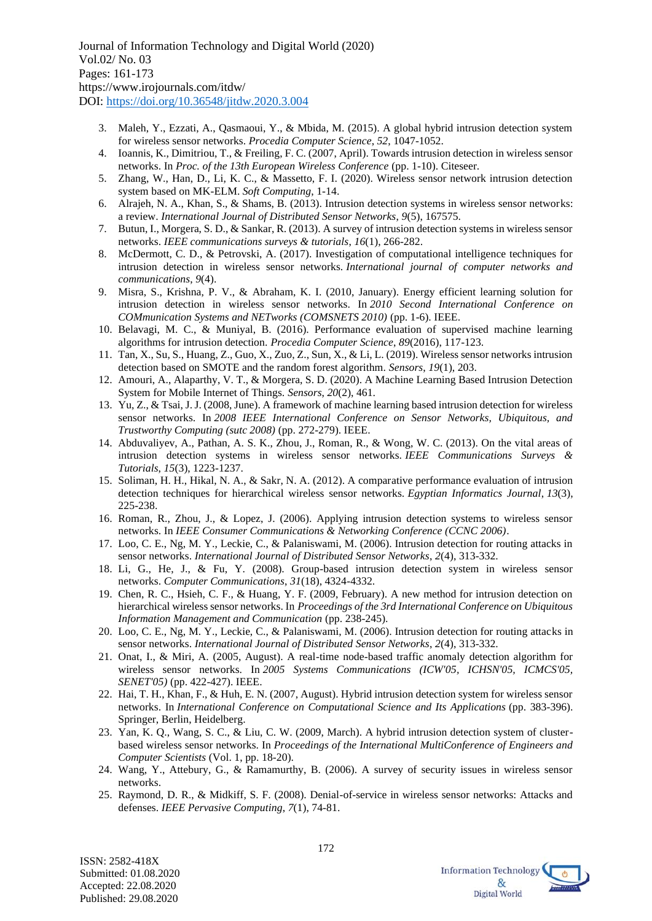3. Maleh, Y., Ezzati, A., Qasmaoui, Y., & Mbida, M. (2015). A global hybrid intrusion detection system for wireless sensor networks. *Procedia Computer Science*, *52*, 1047-1052.
4. Ioannis, K., Dimitriou, T., & Freiling, F. C. (2007, April). Towards intrusion detection in wireless sensor networks. In *Proc. of the 13th European Wireless Conference* (pp. 1-10). Citeseer.
5. Zhang, W., Han, D., Li, K. C., & Massetto, F. I. (2020). Wireless sensor network intrusion detection system based on MK-ELM. *Soft Computing*, 1-14.
6. Alrajeh, N. A., Khan, S., & Shams, B. (2013). Intrusion detection systems in wireless sensor networks: a review. *International Journal of Distributed Sensor Networks*, *9*(5), 167575.
7. Butun, I., Morgera, S. D., & Sankar, R. (2013). A survey of intrusion detection systems in wireless sensor networks. *IEEE communications surveys & tutorials*, *16*(1), 266-282.
8. McDermott, C. D., & Petrovski, A. (2017). Investigation of computational intelligence techniques for intrusion detection in wireless sensor networks. *International journal of computer networks and communications*, *9*(4).
9. Misra, S., Krishna, P. V., & Abraham, K. I. (2010, January). Energy efficient learning solution for intrusion detection in wireless sensor networks. In *2010 Second International Conference on COMmunication Systems and NETworks (COMSNETS 2010)* (pp. 1-6). IEEE.
10. Belavagi, M. C., & Muniyal, B. (2016). Performance evaluation of supervised machine learning algorithms for intrusion detection. *Procedia Computer Science*, *89*(2016), 117-123.
11. Tan, X., Su, S., Huang, Z., Guo, X., Zuo, Z., Sun, X., & Li, L. (2019). Wireless sensor networks intrusion detection based on SMOTE and the random forest algorithm. *Sensors*, *19*(1), 203.
12. Amouri, A., Alaparthy, V. T., & Morgera, S. D. (2020). A Machine Learning Based Intrusion Detection System for Mobile Internet of Things. *Sensors*, *20*(2), 461.
13. Yu, Z., & Tsai, J. J. (2008, June). A framework of machine learning based intrusion detection for wireless sensor networks. In *2008 IEEE International Conference on Sensor Networks, Ubiquitous, and Trustworthy Computing (sutc 2008)* (pp. 272-279). IEEE.
14. Abduvaliyev, A., Pathan, A. S. K., Zhou, J., Roman, R., & Wong, W. C. (2013). On the vital areas of intrusion detection systems in wireless sensor networks. *IEEE Communications Surveys & Tutorials*, *15*(3), 1223-1237.
15. Soliman, H. H., Hikal, N. A., & Sakr, N. A. (2012). A comparative performance evaluation of intrusion detection techniques for hierarchical wireless sensor networks. *Egyptian Informatics Journal*, *13*(3), 225-238.
16. Roman, R., Zhou, J., & Lopez, J. (2006). Applying intrusion detection systems to wireless sensor networks. In *IEEE Consumer Communications & Networking Conference (CCNC 2006)*.
17. Loo, C. E., Ng, M. Y., Leckie, C., & Palaniswami, M. (2006). Intrusion detection for routing attacks in sensor networks. *International Journal of Distributed Sensor Networks*, *2*(4), 313-332.
18. Li, G., He, J., & Fu, Y. (2008). Group-based intrusion detection system in wireless sensor networks. *Computer Communications*, *31*(18), 4324-4332.
19. Chen, R. C., Hsieh, C. F., & Huang, Y. F. (2009, February). A new method for intrusion detection on hierarchical wireless sensor networks. In *Proceedings of the 3rd International Conference on Ubiquitous Information Management and Communication* (pp. 238-245).
20. Loo, C. E., Ng, M. Y., Leckie, C., & Palaniswami, M. (2006). Intrusion detection for routing attacks in sensor networks. *International Journal of Distributed Sensor Networks*, *2*(4), 313-332.
21. Onat, I., & Miri, A. (2005, August). A real-time node-based traffic anomaly detection algorithm for wireless sensor networks. In *2005 Systems Communications (ICW'05, ICHSN'05, ICMCS'05, SENET'05)* (pp. 422-427). IEEE.
22. Hai, T. H., Khan, F., & Huh, E. N. (2007, August). Hybrid intrusion detection system for wireless sensor networks. In *International Conference on Computational Science and Its Applications* (pp. 383-396). Springer, Berlin, Heidelberg.
23. Yan, K. Q., Wang, S. C., & Liu, C. W. (2009, March). A hybrid intrusion detection system of cluster-based wireless sensor networks. In *Proceedings of the International MultiConference of Engineers and Computer Scientists* (Vol. 1, pp. 18-20).
24. Wang, Y., Attebury, G., & Ramamurthy, B. (2006). A survey of security issues in wireless sensor networks.
25. Raymond, D. R., & Midkiff, S. F. (2008). Denial-of-service in wireless sensor networks: Attacks and defenses. *IEEE Pervasive Computing*, *7*(1), 74-81.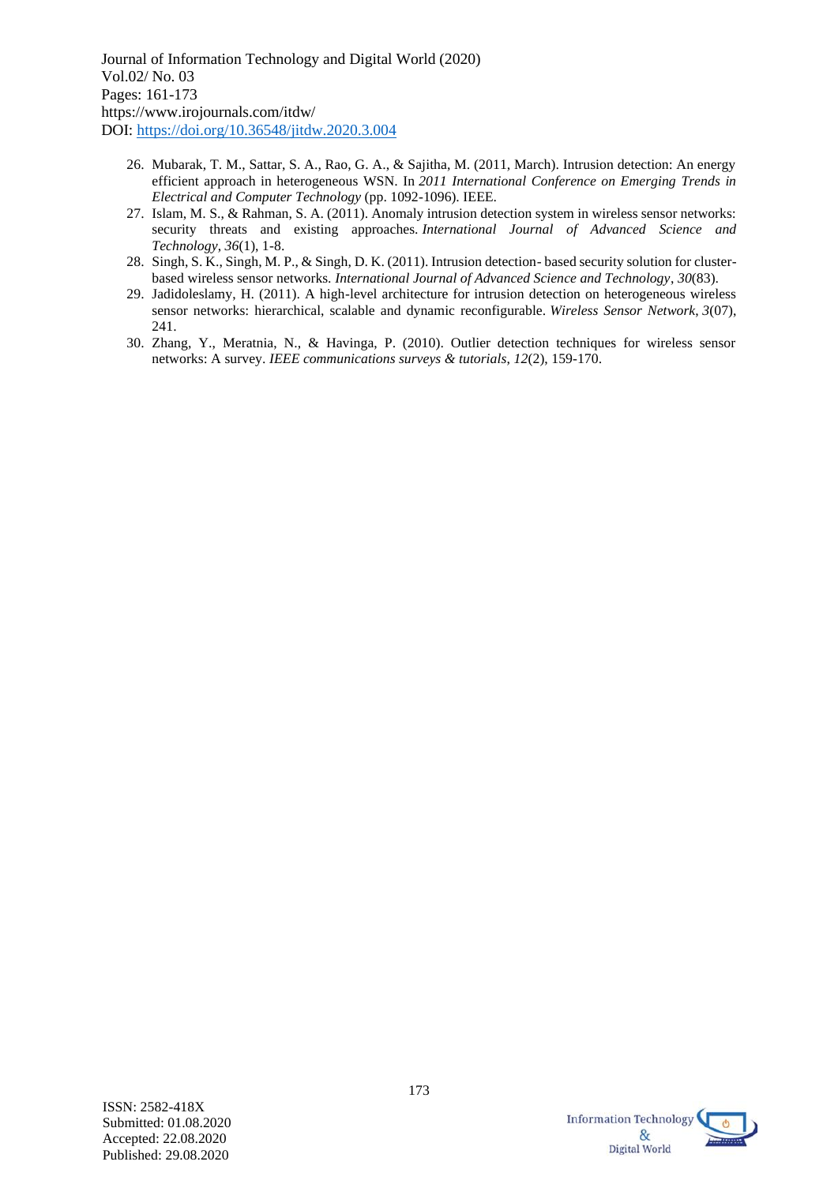26. Mubarak, T. M., Sattar, S. A., Rao, G. A., & Sajitha, M. (2011, March). Intrusion detection: An energy efficient approach in heterogeneous WSN. In *2011 International Conference on Emerging Trends in Electrical and Computer Technology* (pp. 1092-1096). IEEE.
27. Islam, M. S., & Rahman, S. A. (2011). Anomaly intrusion detection system in wireless sensor networks: security threats and existing approaches. *International Journal of Advanced Science and Technology*, *36*(1), 1-8.
28. Singh, S. K., Singh, M. P., & Singh, D. K. (2011). Intrusion detection- based security solution for cluster-based wireless sensor networks. *International Journal of Advanced Science and Technology*, *30*(83).
29. Jadidoleslamy, H. (2011). A high-level architecture for intrusion detection on heterogeneous wireless sensor networks: hierarchical, scalable and dynamic reconfigurable. *Wireless Sensor Network*, *3*(07), 241.
30. Zhang, Y., Meratnia, N., & Havinga, P. (2010). Outlier detection techniques for wireless sensor networks: A survey. *IEEE communications surveys & tutorials*, *12*(2), 159-170.